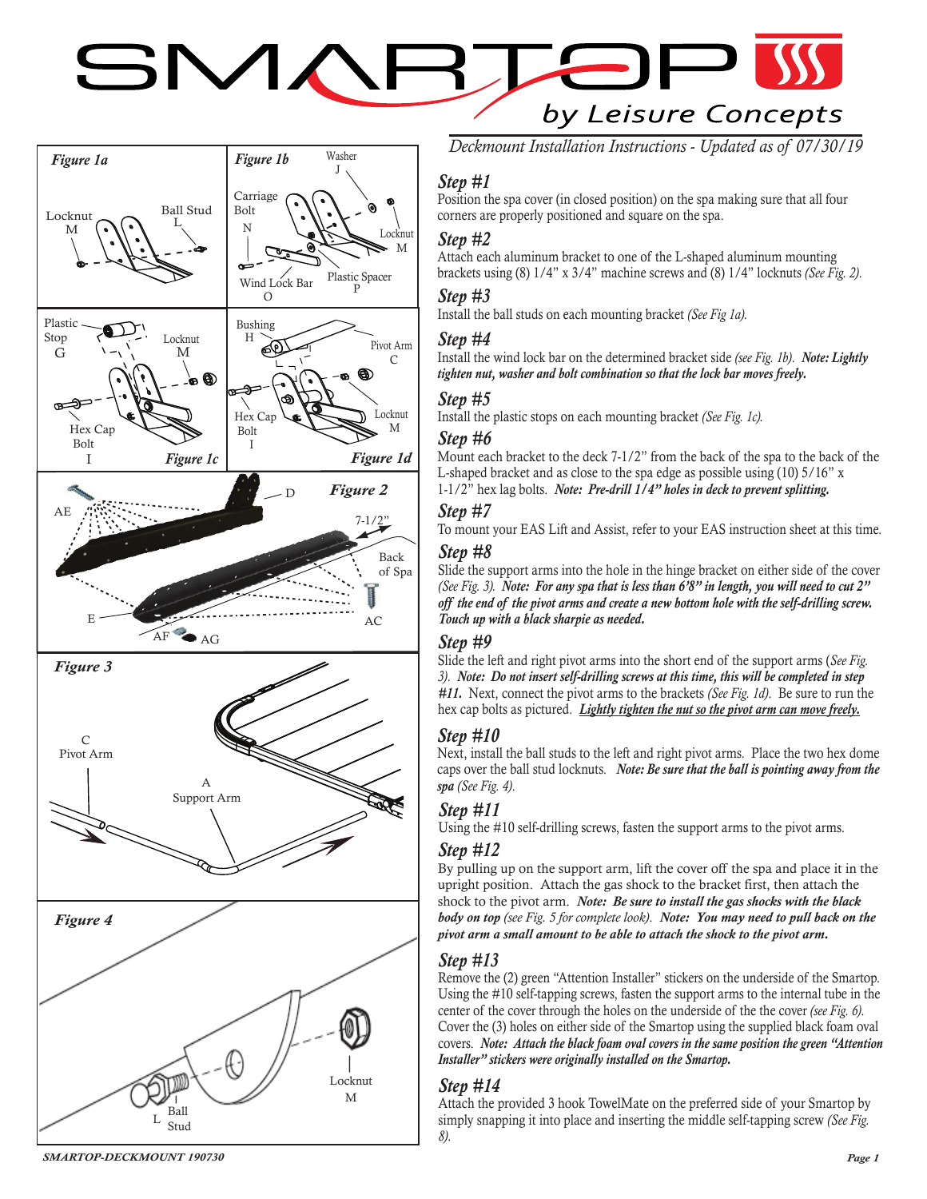# SMARTOP by Leisure Concepts

*Deckmount Installation Instructions - Updated as of 07/30/19*

Figure 1a

Locknut M

Ball Stud L

Figure 1b

Washer J

Carriage Bolt N

Locknut M

Wind Lock Bar O

Plastic Spacer P

Plastic Stop G

Locknut M

Hex Cap Bolt I

Figure 1c

Bushing H

Pivot Arm C

Hex Cap Bolt I

Locknut M

Figure 1d

Figure 2

AE

D

7-1/2"

Back of Spa

E

AC

AF AG

Figure 3

C Pivot Arm

A Support Arm

Figure 4

Locknut M

L Ball Stud

## Step #1

Position the spa cover (in closed position) on the spa making sure that all four corners are properly positioned and square on the spa.

## Step #2

Attach each aluminum bracket to one of the L-shaped aluminum mounting brackets using (8) 1/4" x 3/4" machine screws and (8) 1/4" locknuts *(See Fig. 2).*

## Step #3

Install the ball studs on each mounting bracket *(See Fig 1a).*

## Step #4

Install the wind lock bar on the determined bracket side *(see Fig. 1b).* ***Note: Lightly tighten nut, washer and bolt combination so that the lock bar moves freely.***

## Step #5

Install the plastic stops on each mounting bracket *(See Fig. 1c).*

## Step #6

Mount each bracket to the deck 7-1/2" from the back of the spa to the back of the L-shaped bracket and as close to the spa edge as possible using (10) 5/16" x 1-1/2" hex lag bolts. ***Note: Pre-drill 1/4" holes in deck to prevent splitting.***

## Step #7

To mount your EAS Lift and Assist, refer to your EAS instruction sheet at this time.

## Step #8

Slide the support arms into the hole in the hinge bracket on either side of the cover *(See Fig. 3).* ***Note: For any spa that is less than 6'8" in length, you will need to cut 2" off the end of the pivot arms and create a new bottom hole with the self-drilling screw. Touch up with a black sharpie as needed.***

## Step #9

Slide the left and right pivot arms into the short end of the support arms (*See Fig. 3).* ***Note: Do not insert self-drilling screws at this time, this will be completed in step #11.*** Next, connect the pivot arms to the brackets *(See Fig. 1d).* Be sure to run the hex cap bolts as pictured. ***Lightly tighten the nut so the pivot arm can move freely.***

## Step #10

Next, install the ball studs to the left and right pivot arms. Place the two hex dome caps over the ball stud locknuts. ***Note: Be sure that the ball is pointing away from the spa*** *(See Fig. 4).*

## Step #11

Using the #10 self-drilling screws, fasten the support arms to the pivot arms.

## Step #12

By pulling up on the support arm, lift the cover off the spa and place it in the upright position. Attach the gas shock to the bracket first, then attach the shock to the pivot arm. ***Note: Be sure to install the gas shocks with the black body on top*** *(see Fig. 5 for complete look).* ***Note: You may need to pull back on the pivot arm a small amount to be able to attach the shock to the pivot arm.***

## Step #13

Remove the (2) green "Attention Installer" stickers on the underside of the Smartop. Using the #10 self-tapping screws, fasten the support arms to the internal tube in the center of the cover through the holes on the underside of the the cover *(see Fig. 6).* Cover the (3) holes on either side of the Smartop using the supplied black foam oval covers. ***Note: Attach the black foam oval covers in the same position the green "Attention Installer" stickers were originally installed on the Smartop.***

## Step #14

Attach the provided 3 hook TowelMate on the preferred side of your Smartop by simply snapping it into place and inserting the middle self-tapping screw *(See Fig. 8).*

***SMARTOP-DECKMOUNT 190730***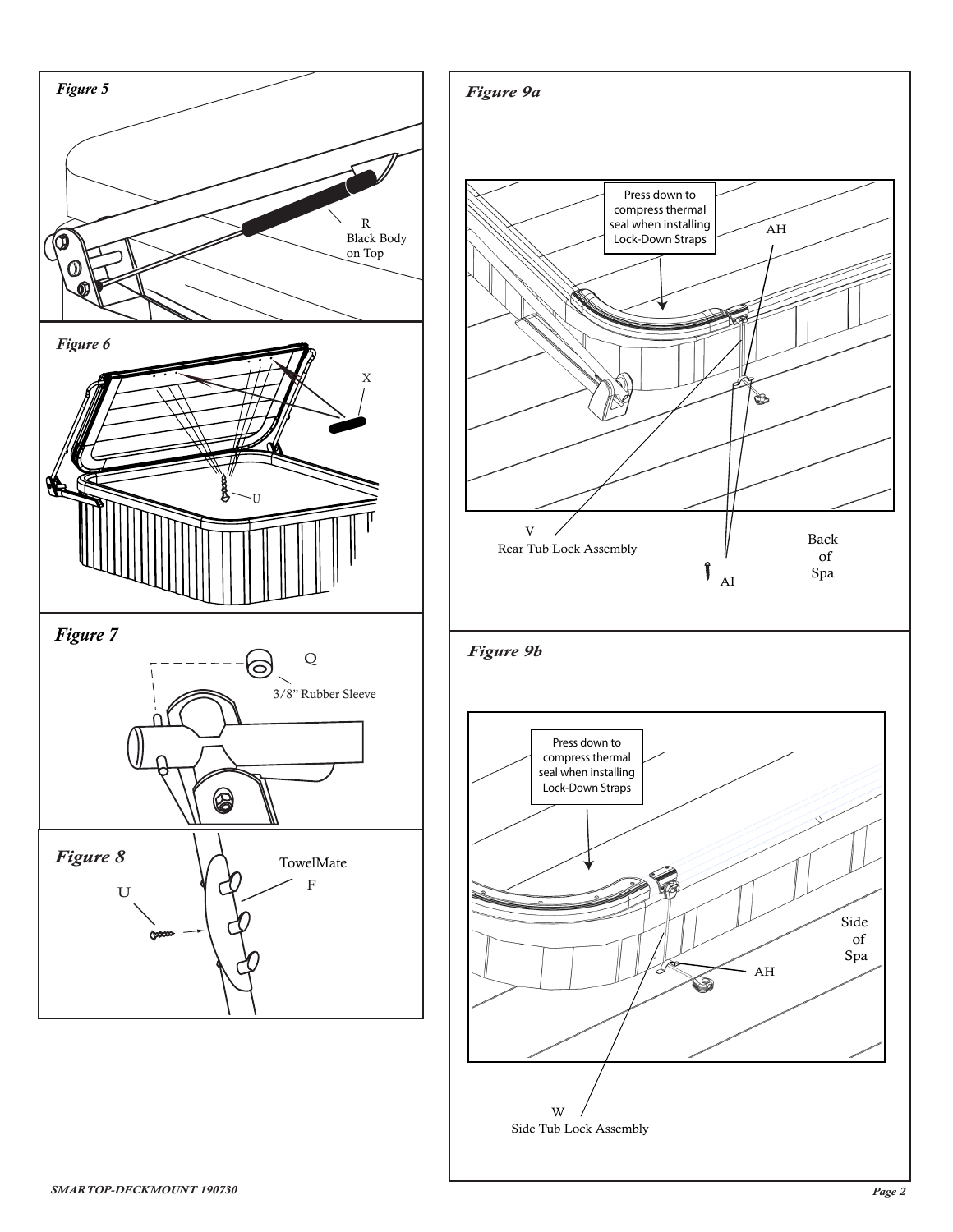*Figure 5*

R
Black Body
on Top

*Figure 6*

X

U

*Figure 7*

Q

3/8" Rubber Sleeve

*Figure 8*

U

TowelMate
F

*Figure 9a*

Press down to compress thermal seal when installing Lock-Down Straps

AH

V
Rear Tub Lock Assembly

Back of Spa

AI

*Figure 9b*

Press down to compress thermal seal when installing Lock-Down Straps

Side of Spa

AH

W
Side Tub Lock Assembly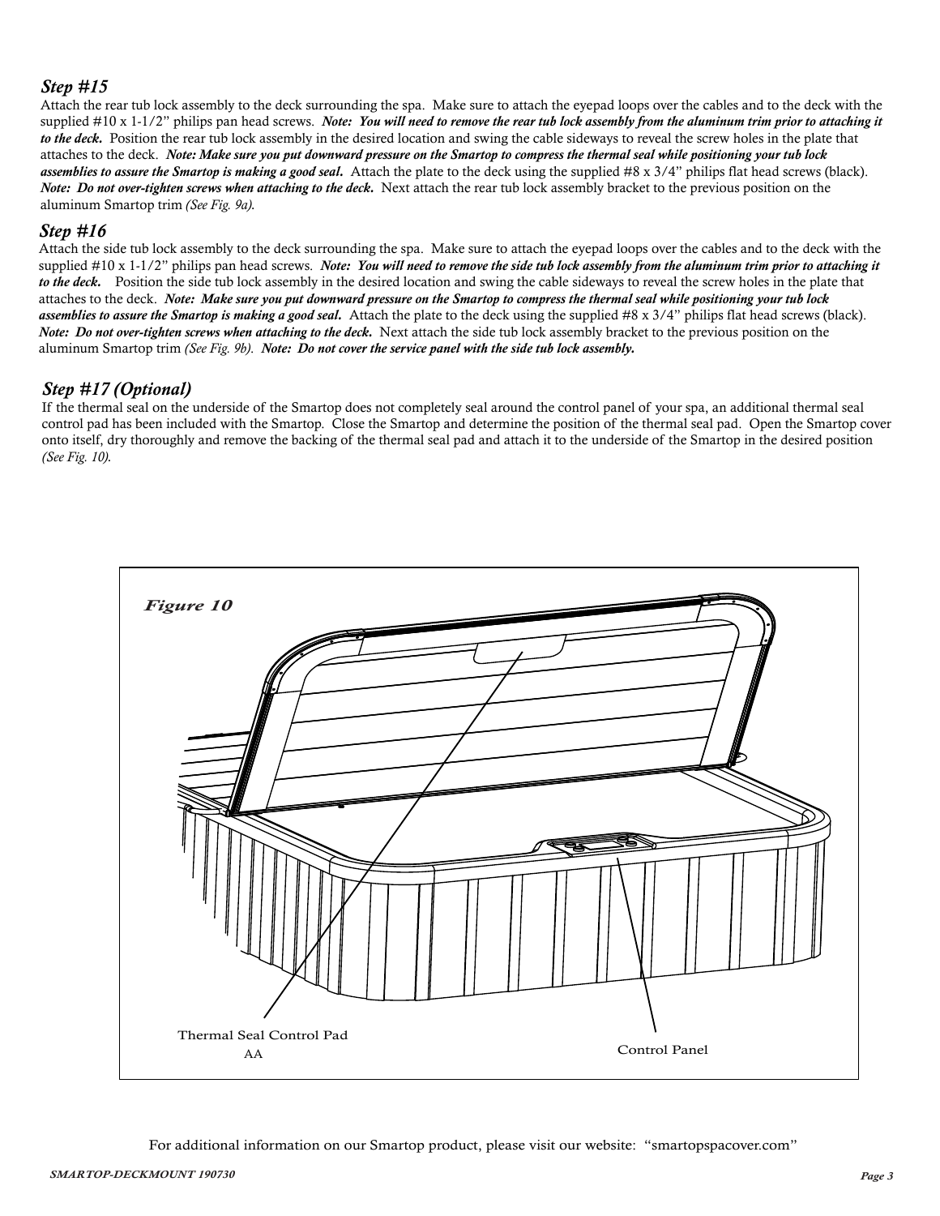### *Step #15*

Attach the rear tub lock assembly to the deck surrounding the spa. Make sure to attach the eyepad loops over the cables and to the deck with the supplied #10 x 1-1/2" philips pan head screws. ***Note: You will need to remove the rear tub lock assembly from the aluminum trim prior to attaching it to the deck.*** Position the rear tub lock assembly in the desired location and swing the cable sideways to reveal the screw holes in the plate that attaches to the deck. ***Note: Make sure you put downward pressure on the Smartop to compress the thermal seal while positioning your tub lock assemblies to assure the Smartop is making a good seal.*** Attach the plate to the deck using the supplied #8 x 3/4" philips flat head screws (black). ***Note: Do not over-tighten screws when attaching to the deck.*** Next attach the rear tub lock assembly bracket to the previous position on the aluminum Smartop trim *(See Fig. 9a)*.

### *Step #16*

Attach the side tub lock assembly to the deck surrounding the spa. Make sure to attach the eyepad loops over the cables and to the deck with the supplied #10 x 1-1/2" philips pan head screws. ***Note: You will need to remove the side tub lock assembly from the aluminum trim prior to attaching it to the deck.*** Position the side tub lock assembly in the desired location and swing the cable sideways to reveal the screw holes in the plate that attaches to the deck. ***Note: Make sure you put downward pressure on the Smartop to compress the thermal seal while positioning your tub lock assemblies to assure the Smartop is making a good seal.*** Attach the plate to the deck using the supplied #8 x 3/4" philips flat head screws (black). ***Note: Do not over-tighten screws when attaching to the deck.*** Next attach the side tub lock assembly bracket to the previous position on the aluminum Smartop trim *(See Fig. 9b)*. ***Note: Do not cover the service panel with the side tub lock assembly.***

### *Step #17 (Optional)*

If the thermal seal on the underside of the Smartop does not completely seal around the control panel of your spa, an additional thermal seal control pad has been included with the Smartop. Close the Smartop and determine the position of the thermal seal pad. Open the Smartop cover onto itself, dry thoroughly and remove the backing of the thermal seal pad and attach it to the underside of the Smartop in the desired position *(See Fig. 10)*.

***Figure 10***

Thermal Seal Control Pad
AA

Control Panel

For additional information on our Smartop product, please visit our website: "smartopspacover.com"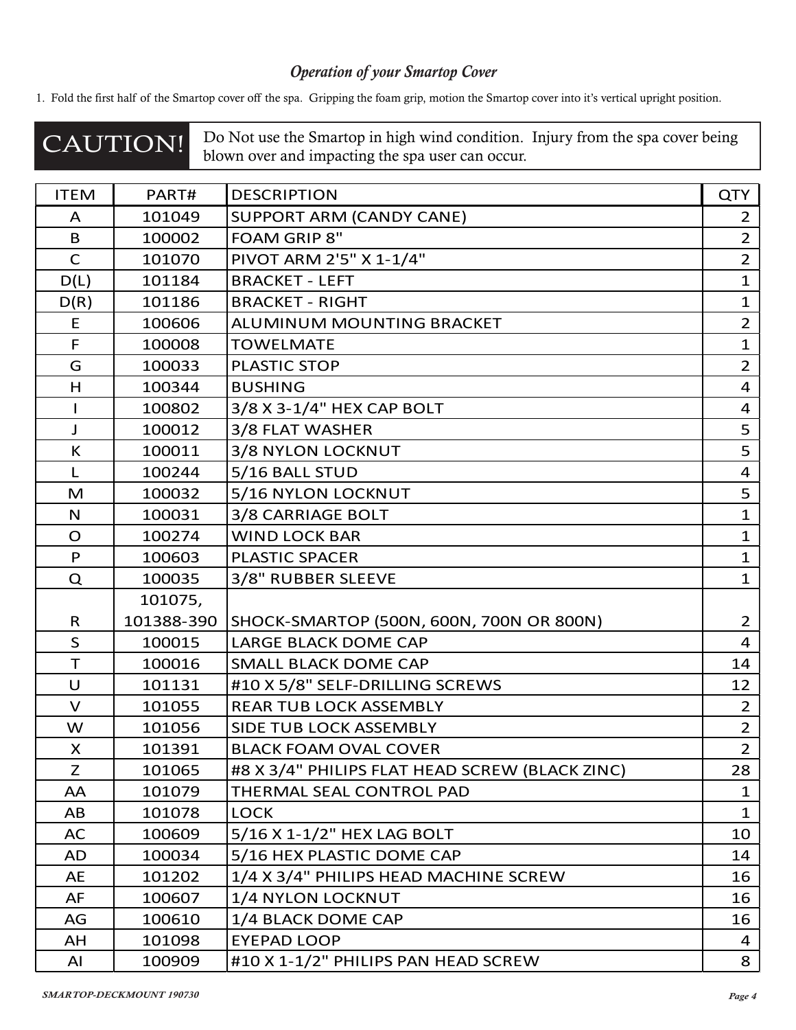## *Operation of your Smartop Cover*

1. Fold the first half of the Smartop cover off the spa. Gripping the foam grip, motion the Smartop cover into it's vertical upright position.

| CAUTION! | Do Not use the Smartop in high wind condition. Injury from the spa cover being blown over and impacting the spa user can occur. |
|---|---|

| ITEM | PART# | DESCRIPTION | QTY |
|---|---|---|---|
| A | 101049 | SUPPORT ARM (CANDY CANE) | 2 |
| B | 100002 | FOAM GRIP 8" | 2 |
| C | 101070 | PIVOT ARM 2'5" X 1-1/4" | 2 |
| D(L) | 101184 | BRACKET - LEFT | 1 |
| D(R) | 101186 | BRACKET - RIGHT | 1 |
| E | 100606 | ALUMINUM MOUNTING BRACKET | 2 |
| F | 100008 | TOWELMATE | 1 |
| G | 100033 | PLASTIC STOP | 2 |
| H | 100344 | BUSHING | 4 |
| I | 100802 | 3/8 X 3-1/4" HEX CAP BOLT | 4 |
| J | 100012 | 3/8 FLAT WASHER | 5 |
| K | 100011 | 3/8 NYLON LOCKNUT | 5 |
| L | 100244 | 5/16 BALL STUD | 4 |
| M | 100032 | 5/16 NYLON LOCKNUT | 5 |
| N | 100031 | 3/8 CARRIAGE BOLT | 1 |
| O | 100274 | WIND LOCK BAR | 1 |
| P | 100603 | PLASTIC SPACER | 1 |
| Q | 100035 | 3/8" RUBBER SLEEVE | 1 |
| R | 101075, 101388-390 | SHOCK-SMARTOP (500N, 600N, 700N OR 800N) | 2 |
| S | 100015 | LARGE BLACK DOME CAP | 4 |
| T | 100016 | SMALL BLACK DOME CAP | 14 |
| U | 101131 | #10 X 5/8" SELF-DRILLING SCREWS | 12 |
| V | 101055 | REAR TUB LOCK ASSEMBLY | 2 |
| W | 101056 | SIDE TUB LOCK ASSEMBLY | 2 |
| X | 101391 | BLACK FOAM OVAL COVER | 2 |
| Z | 101065 | #8 X 3/4" PHILIPS FLAT HEAD SCREW (BLACK ZINC) | 28 |
| AA | 101079 | THERMAL SEAL CONTROL PAD | 1 |
| AB | 101078 | LOCK | 1 |
| AC | 100609 | 5/16 X 1-1/2" HEX LAG BOLT | 10 |
| AD | 100034 | 5/16 HEX PLASTIC DOME CAP | 14 |
| AE | 101202 | 1/4 X 3/4" PHILIPS HEAD MACHINE SCREW | 16 |
| AF | 100607 | 1/4 NYLON LOCKNUT | 16 |
| AG | 100610 | 1/4 BLACK DOME CAP | 16 |
| AH | 101098 | EYEPAD LOOP | 4 |
| AI | 100909 | #10 X 1-1/2" PHILIPS PAN HEAD SCREW | 8 |